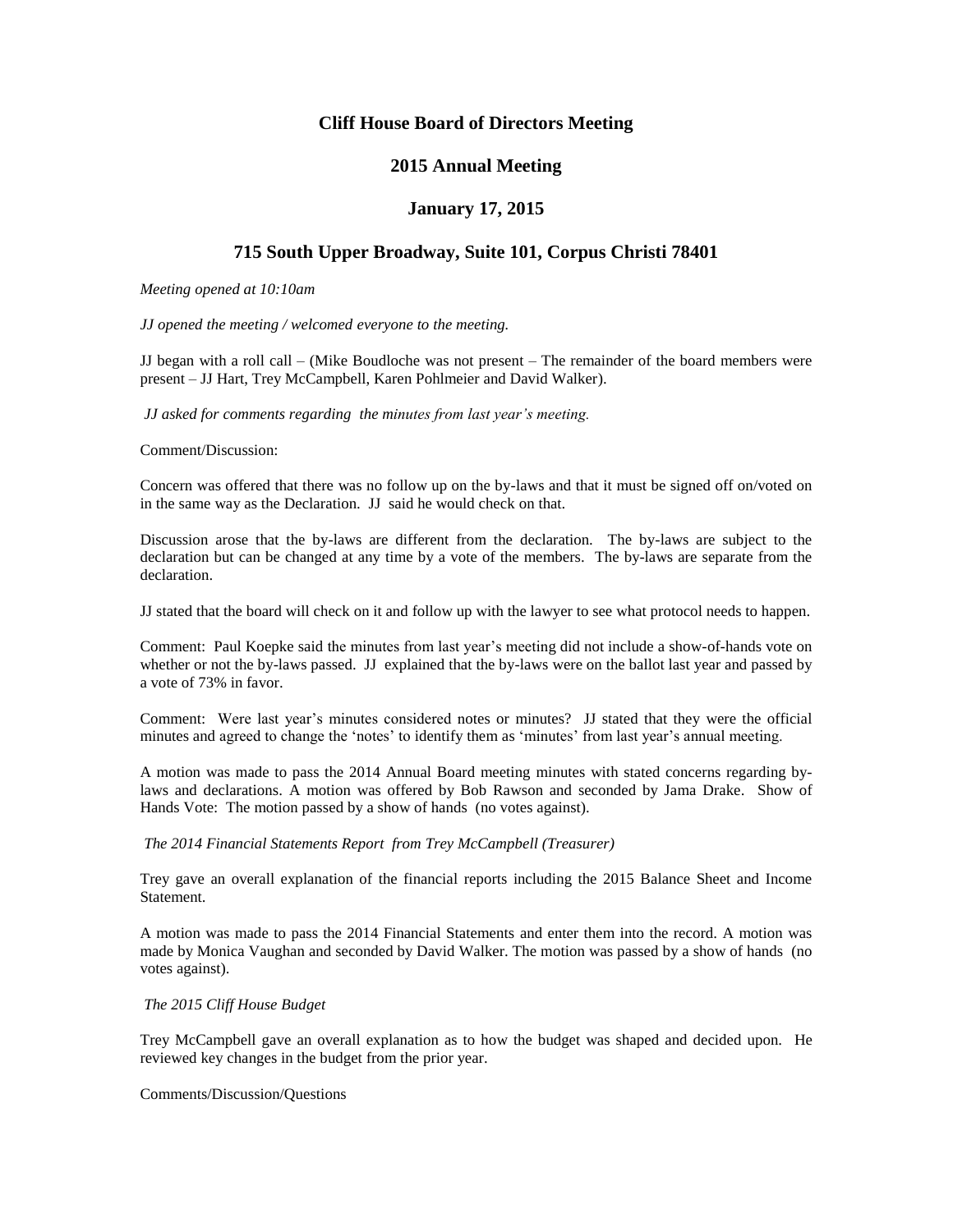## Cliff House Board of Directors Meeting

## 2015 Annual Meeting

## January 17, 2015

## 715 South Upper Broadway, Suite 101, Corpus Christi 78401

*Meeting opened at 10:10am*

*JJ opened the meeting / welcomed everyone to the meeting.*

JJ began with a roll call – (Mike Boudloche was not present – The remainder of the board members were present – JJ Hart, Trey McCampbell, Karen Pohlmeier and David Walker).

*JJ asked for comments regarding the minutes from last year's meeting.*

Comment/Discussion:

Concern was offered that there was no follow up on the by-laws and that it must be signed off on/voted on in the same way as the Declaration. JJ said he would check on that.

Discussion arose that the by-laws are different from the declaration. The by-laws are subject to the declaration but can be changed at any time by a vote of the members. The by-laws are separate from the declaration.

JJ stated that the board will check on it and follow up with the lawyer to see what protocol needs to happen.

Comment: Paul Koepke said the minutes from last year's meeting did not include a show-of-hands vote on whether or not the by-laws passed. JJ explained that the by-laws were on the ballot last year and passed by a vote of 73% in favor.

Comment: Were last year's minutes considered notes or minutes? JJ stated that they were the official minutes and agreed to change the 'notes' to identify them as 'minutes' from last year's annual meeting.

A motion was made to pass the 2014 Annual Board meeting minutes with stated concerns regarding by-laws and declarations. A motion was offered by Bob Rawson and seconded by Jama Drake. Show of Hands Vote: The motion passed by a show of hands (no votes against).

*The 2014 Financial Statements Report from Trey McCampbell (Treasurer)*

Trey gave an overall explanation of the financial reports including the 2015 Balance Sheet and Income Statement.

A motion was made to pass the 2014 Financial Statements and enter them into the record. A motion was made by Monica Vaughan and seconded by David Walker. The motion was passed by a show of hands (no votes against).

*The 2015 Cliff House Budget*

Trey McCampbell gave an overall explanation as to how the budget was shaped and decided upon. He reviewed key changes in the budget from the prior year.

Comments/Discussion/Questions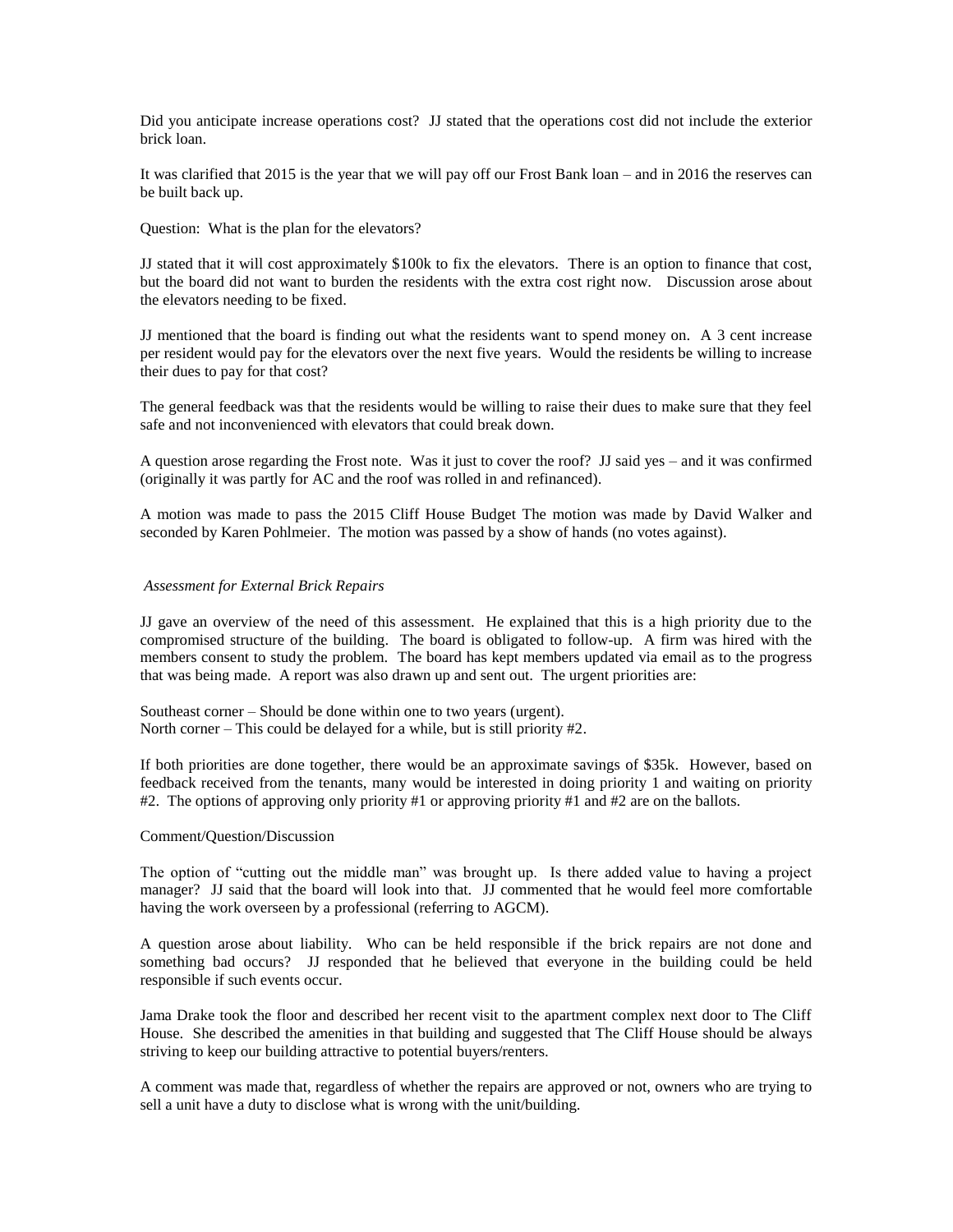Did you anticipate increase operations cost? JJ stated that the operations cost did not include the exterior brick loan.

It was clarified that 2015 is the year that we will pay off our Frost Bank loan – and in 2016 the reserves can be built back up.

Question: What is the plan for the elevators?

JJ stated that it will cost approximately $100k to fix the elevators. There is an option to finance that cost, but the board did not want to burden the residents with the extra cost right now. Discussion arose about the elevators needing to be fixed.

JJ mentioned that the board is finding out what the residents want to spend money on. A 3 cent increase per resident would pay for the elevators over the next five years. Would the residents be willing to increase their dues to pay for that cost?

The general feedback was that the residents would be willing to raise their dues to make sure that they feel safe and not inconvenienced with elevators that could break down.

A question arose regarding the Frost note. Was it just to cover the roof? JJ said yes – and it was confirmed (originally it was partly for AC and the roof was rolled in and refinanced).

A motion was made to pass the 2015 Cliff House Budget The motion was made by David Walker and seconded by Karen Pohlmeier. The motion was passed by a show of hands (no votes against).

*Assessment for External Brick Repairs*

JJ gave an overview of the need of this assessment. He explained that this is a high priority due to the compromised structure of the building. The board is obligated to follow-up. A firm was hired with the members consent to study the problem. The board has kept members updated via email as to the progress that was being made. A report was also drawn up and sent out. The urgent priorities are:

Southeast corner – Should be done within one to two years (urgent).
North corner – This could be delayed for a while, but is still priority #2.

If both priorities are done together, there would be an approximate savings of $35k. However, based on feedback received from the tenants, many would be interested in doing priority 1 and waiting on priority #2. The options of approving only priority #1 or approving priority #1 and #2 are on the ballots.

Comment/Question/Discussion

The option of "cutting out the middle man" was brought up. Is there added value to having a project manager? JJ said that the board will look into that. JJ commented that he would feel more comfortable having the work overseen by a professional (referring to AGCM).

A question arose about liability. Who can be held responsible if the brick repairs are not done and something bad occurs? JJ responded that he believed that everyone in the building could be held responsible if such events occur.

Jama Drake took the floor and described her recent visit to the apartment complex next door to The Cliff House. She described the amenities in that building and suggested that The Cliff House should be always striving to keep our building attractive to potential buyers/renters.

A comment was made that, regardless of whether the repairs are approved or not, owners who are trying to sell a unit have a duty to disclose what is wrong with the unit/building.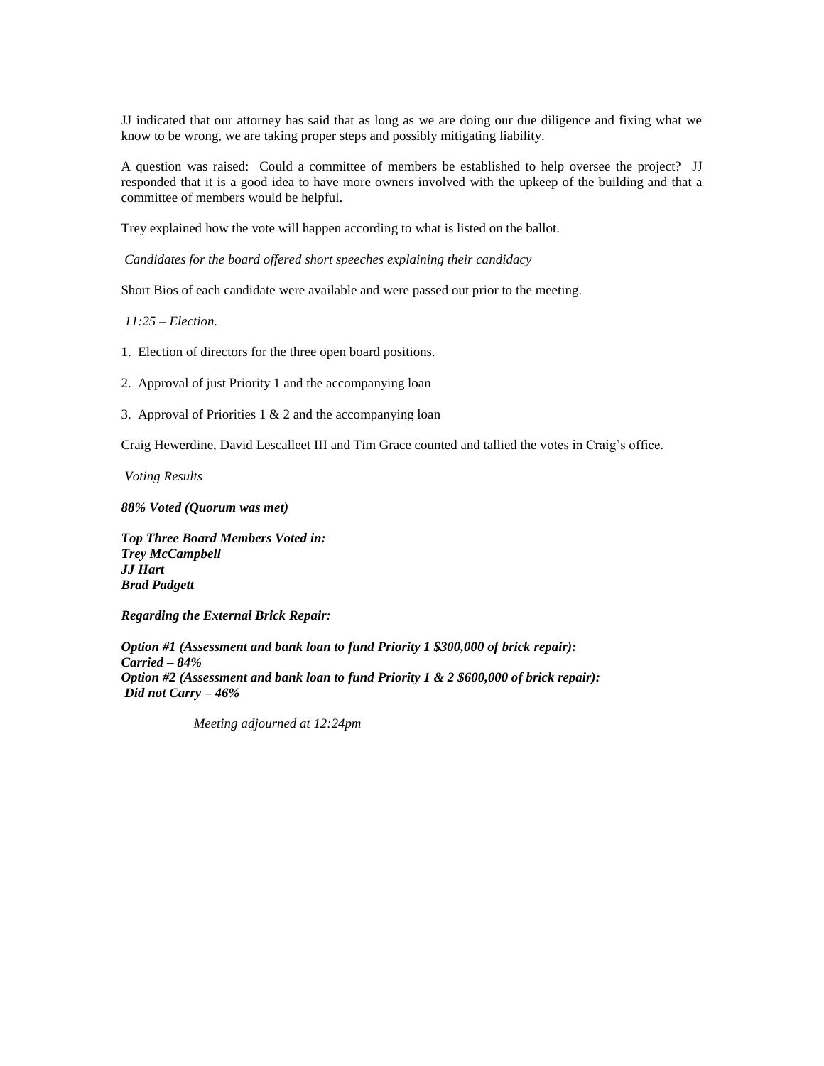JJ indicated that our attorney has said that as long as we are doing our due diligence and fixing what we know to be wrong, we are taking proper steps and possibly mitigating liability.

A question was raised: Could a committee of members be established to help oversee the project? JJ responded that it is a good idea to have more owners involved with the upkeep of the building and that a committee of members would be helpful.

Trey explained how the vote will happen according to what is listed on the ballot.

*Candidates for the board offered short speeches explaining their candidacy*

Short Bios of each candidate were available and were passed out prior to the meeting.

*11:25 – Election.*

1. Election of directors for the three open board positions.

2. Approval of just Priority 1 and the accompanying loan

3. Approval of Priorities 1 & 2 and the accompanying loan

Craig Hewerdine, David Lescalleet III and Tim Grace counted and tallied the votes in Craig's office.

*Voting Results*

***88% Voted (Quorum was met)***

***Top Three Board Members Voted in:***
***Trey McCampbell***
***JJ Hart***
***Brad Padgett***

***Regarding the External Brick Repair:***

***Option #1 (Assessment and bank loan to fund Priority 1 $300,000 of brick repair):***
***Carried – 84%***
***Option #2 (Assessment and bank loan to fund Priority 1 & 2 $600,000 of brick repair):***
***Did not Carry – 46%***

*Meeting adjourned at 12:24pm*